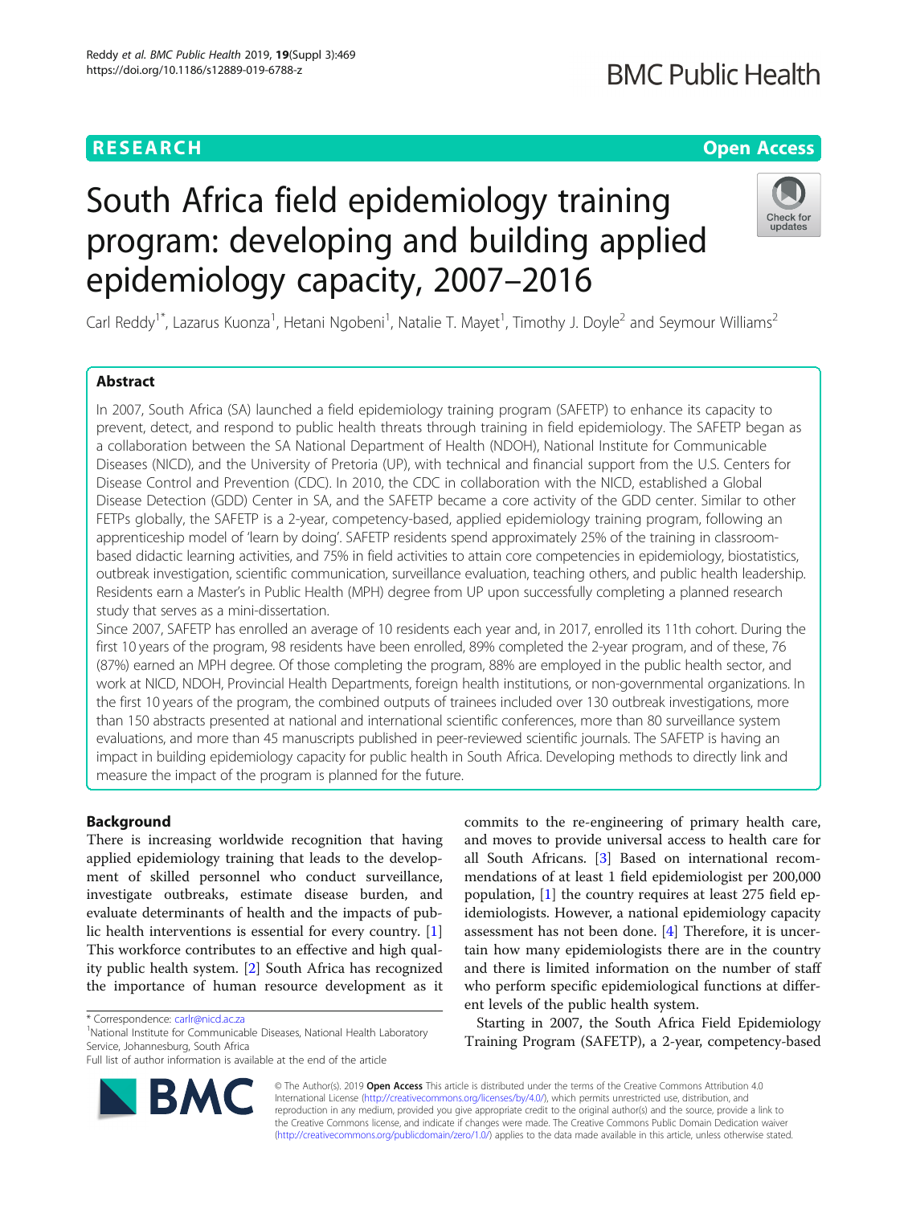RESEARCH

Open Access

# South Africa field epidemiology training program: developing and building applied epidemiology capacity, 2007–2016

Carl Reddy[1*], Lazarus Kuonza[1], Hetani Ngobeni[1], Natalie T. Mayet[1], Timothy J. Doyle[2] and Seymour Williams[2]

## Abstract

In 2007, South Africa (SA) launched a field epidemiology training program (SAFETP) to enhance its capacity to prevent, detect, and respond to public health threats through training in field epidemiology. The SAFETP began as a collaboration between the SA National Department of Health (NDOH), National Institute for Communicable Diseases (NICD), and the University of Pretoria (UP), with technical and financial support from the U.S. Centers for Disease Control and Prevention (CDC). In 2010, the CDC in collaboration with the NICD, established a Global Disease Detection (GDD) Center in SA, and the SAFETP became a core activity of the GDD center. Similar to other FETPs globally, the SAFETP is a 2-year, competency-based, applied epidemiology training program, following an apprenticeship model of 'learn by doing'. SAFETP residents spend approximately 25% of the training in classroom-based didactic learning activities, and 75% in field activities to attain core competencies in epidemiology, biostatistics, outbreak investigation, scientific communication, surveillance evaluation, teaching others, and public health leadership. Residents earn a Master's in Public Health (MPH) degree from UP upon successfully completing a planned research study that serves as a mini-dissertation.

Since 2007, SAFETP has enrolled an average of 10 residents each year and, in 2017, enrolled its 11th cohort. During the first 10 years of the program, 98 residents have been enrolled, 89% completed the 2-year program, and of these, 76 (87%) earned an MPH degree. Of those completing the program, 88% are employed in the public health sector, and work at NICD, NDOH, Provincial Health Departments, foreign health institutions, or non-governmental organizations. In the first 10 years of the program, the combined outputs of trainees included over 130 outbreak investigations, more than 150 abstracts presented at national and international scientific conferences, more than 80 surveillance system evaluations, and more than 45 manuscripts published in peer-reviewed scientific journals. The SAFETP is having an impact in building epidemiology capacity for public health in South Africa. Developing methods to directly link and measure the impact of the program is planned for the future.

## Background

There is increasing worldwide recognition that having applied epidemiology training that leads to the development of skilled personnel who conduct surveillance, investigate outbreaks, estimate disease burden, and evaluate determinants of health and the impacts of public health interventions is essential for every country. [1] This workforce contributes to an effective and high quality public health system. [2] South Africa has recognized the importance of human resource development as it commits to the re-engineering of primary health care, and moves to provide universal access to health care for all South Africans. [3] Based on international recommendations of at least 1 field epidemiologist per 200,000 population, [1] the country requires at least 275 field epidemiologists. However, a national epidemiology capacity assessment has not been done. [4] Therefore, it is uncertain how many epidemiologists there are in the country and there is limited information on the number of staff who perform specific epidemiological functions at different levels of the public health system.

Starting in 2007, the South Africa Field Epidemiology Training Program (SAFETP), a 2-year, competency-based

* Correspondence: carlr@nicd.ac.za
[1]National Institute for Communicable Diseases, National Health Laboratory Service, Johannesburg, South Africa
Full list of author information is available at the end of the article

© The Author(s). 2019 **Open Access** This article is distributed under the terms of the Creative Commons Attribution 4.0 International License (http://creativecommons.org/licenses/by/4.0/), which permits unrestricted use, distribution, and reproduction in any medium, provided you give appropriate credit to the original author(s) and the source, provide a link to the Creative Commons license, and indicate if changes were made. The Creative Commons Public Domain Dedication waiver (http://creativecommons.org/publicdomain/zero/1.0/) applies to the data made available in this article, unless otherwise stated.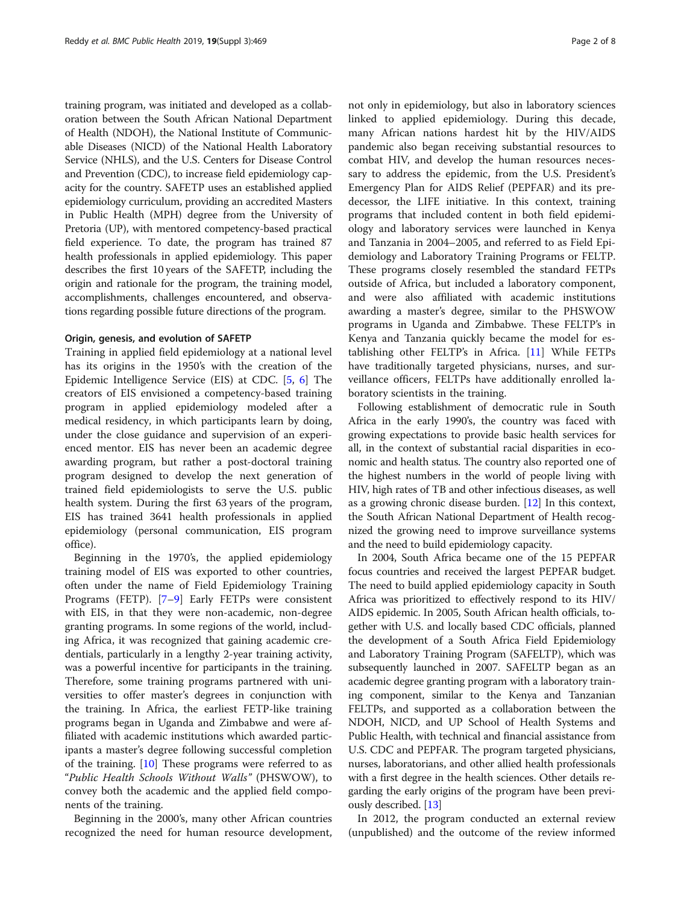training program, was initiated and developed as a collaboration between the South African National Department of Health (NDOH), the National Institute of Communicable Diseases (NICD) of the National Health Laboratory Service (NHLS), and the U.S. Centers for Disease Control and Prevention (CDC), to increase field epidemiology capacity for the country. SAFETP uses an established applied epidemiology curriculum, providing an accredited Masters in Public Health (MPH) degree from the University of Pretoria (UP), with mentored competency-based practical field experience. To date, the program has trained 87 health professionals in applied epidemiology. This paper describes the first 10 years of the SAFETP, including the origin and rationale for the program, the training model, accomplishments, challenges encountered, and observations regarding possible future directions of the program.

#### Origin, genesis, and evolution of SAFETP

Training in applied field epidemiology at a national level has its origins in the 1950's with the creation of the Epidemic Intelligence Service (EIS) at CDC. [5, 6] The creators of EIS envisioned a competency-based training program in applied epidemiology modeled after a medical residency, in which participants learn by doing, under the close guidance and supervision of an experienced mentor. EIS has never been an academic degree awarding program, but rather a post-doctoral training program designed to develop the next generation of trained field epidemiologists to serve the U.S. public health system. During the first 63 years of the program, EIS has trained 3641 health professionals in applied epidemiology (personal communication, EIS program office).

Beginning in the 1970's, the applied epidemiology training model of EIS was exported to other countries, often under the name of Field Epidemiology Training Programs (FETP). [7–9] Early FETPs were consistent with EIS, in that they were non-academic, non-degree granting programs. In some regions of the world, including Africa, it was recognized that gaining academic credentials, particularly in a lengthy 2-year training activity, was a powerful incentive for participants in the training. Therefore, some training programs partnered with universities to offer master's degrees in conjunction with the training. In Africa, the earliest FETP-like training programs began in Uganda and Zimbabwe and were affiliated with academic institutions which awarded participants a master's degree following successful completion of the training. [10] These programs were referred to as "*Public Health Schools Without Walls*" (PHSWOW), to convey both the academic and the applied field components of the training.

Beginning in the 2000's, many other African countries recognized the need for human resource development, not only in epidemiology, but also in laboratory sciences linked to applied epidemiology. During this decade, many African nations hardest hit by the HIV/AIDS pandemic also began receiving substantial resources to combat HIV, and develop the human resources necessary to address the epidemic, from the U.S. President's Emergency Plan for AIDS Relief (PEPFAR) and its predecessor, the LIFE initiative. In this context, training programs that included content in both field epidemiology and laboratory services were launched in Kenya and Tanzania in 2004–2005, and referred to as Field Epidemiology and Laboratory Training Programs or FELTP. These programs closely resembled the standard FETPs outside of Africa, but included a laboratory component, and were also affiliated with academic institutions awarding a master's degree, similar to the PHSWOW programs in Uganda and Zimbabwe. These FELTP's in Kenya and Tanzania quickly became the model for establishing other FELTP's in Africa. [11] While FETPs have traditionally targeted physicians, nurses, and surveillance officers, FELTPs have additionally enrolled laboratory scientists in the training.

Following establishment of democratic rule in South Africa in the early 1990's, the country was faced with growing expectations to provide basic health services for all, in the context of substantial racial disparities in economic and health status. The country also reported one of the highest numbers in the world of people living with HIV, high rates of TB and other infectious diseases, as well as a growing chronic disease burden. [12] In this context, the South African National Department of Health recognized the growing need to improve surveillance systems and the need to build epidemiology capacity.

In 2004, South Africa became one of the 15 PEPFAR focus countries and received the largest PEPFAR budget. The need to build applied epidemiology capacity in South Africa was prioritized to effectively respond to its HIV/AIDS epidemic. In 2005, South African health officials, together with U.S. and locally based CDC officials, planned the development of a South Africa Field Epidemiology and Laboratory Training Program (SAFELTP), which was subsequently launched in 2007. SAFELTP began as an academic degree granting program with a laboratory training component, similar to the Kenya and Tanzanian FELTPs, and supported as a collaboration between the NDOH, NICD, and UP School of Health Systems and Public Health, with technical and financial assistance from U.S. CDC and PEPFAR. The program targeted physicians, nurses, laboratorians, and other allied health professionals with a first degree in the health sciences. Other details regarding the early origins of the program have been previously described. [13]

In 2012, the program conducted an external review (unpublished) and the outcome of the review informed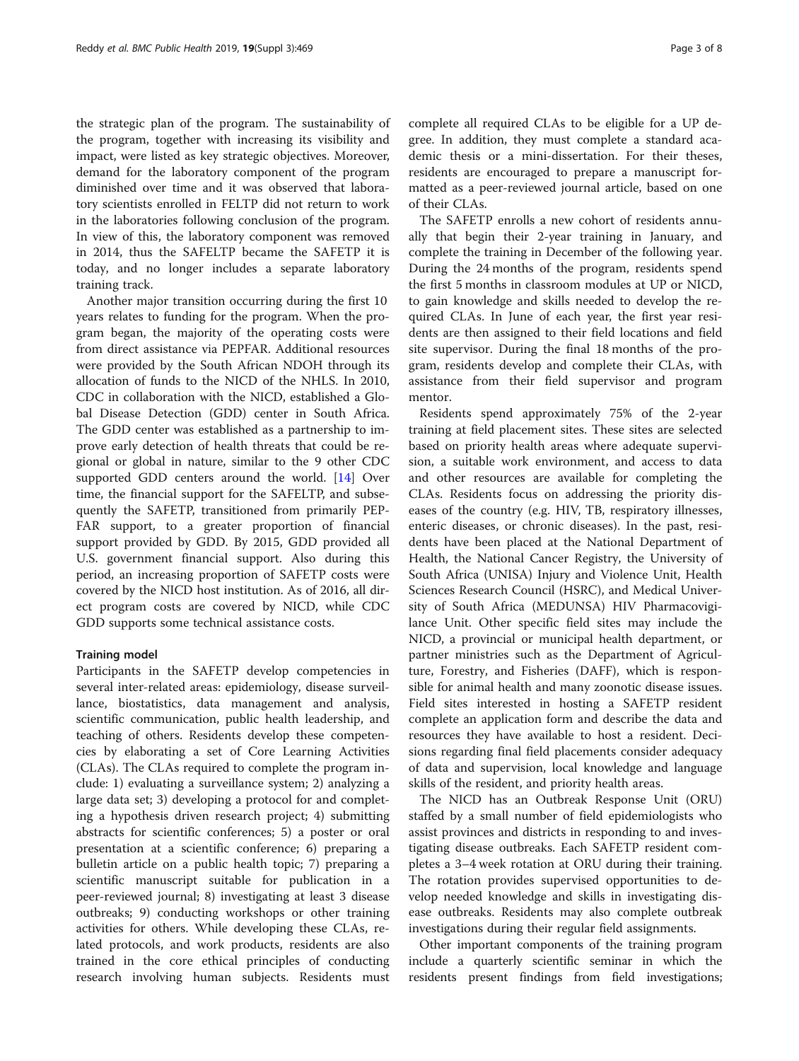the strategic plan of the program. The sustainability of the program, together with increasing its visibility and impact, were listed as key strategic objectives. Moreover, demand for the laboratory component of the program diminished over time and it was observed that laboratory scientists enrolled in FELTP did not return to work in the laboratories following conclusion of the program. In view of this, the laboratory component was removed in 2014, thus the SAFELTP became the SAFETP it is today, and no longer includes a separate laboratory training track.

Another major transition occurring during the first 10 years relates to funding for the program. When the program began, the majority of the operating costs were from direct assistance via PEPFAR. Additional resources were provided by the South African NDOH through its allocation of funds to the NICD of the NHLS. In 2010, CDC in collaboration with the NICD, established a Global Disease Detection (GDD) center in South Africa. The GDD center was established as a partnership to improve early detection of health threats that could be regional or global in nature, similar to the 9 other CDC supported GDD centers around the world. [14] Over time, the financial support for the SAFELTP, and subsequently the SAFETP, transitioned from primarily PEPFAR support, to a greater proportion of financial support provided by GDD. By 2015, GDD provided all U.S. government financial support. Also during this period, an increasing proportion of SAFETP costs were covered by the NICD host institution. As of 2016, all direct program costs are covered by NICD, while CDC GDD supports some technical assistance costs.

## Training model

Participants in the SAFETP develop competencies in several inter-related areas: epidemiology, disease surveillance, biostatistics, data management and analysis, scientific communication, public health leadership, and teaching of others. Residents develop these competencies by elaborating a set of Core Learning Activities (CLAs). The CLAs required to complete the program include: 1) evaluating a surveillance system; 2) analyzing a large data set; 3) developing a protocol for and completing a hypothesis driven research project; 4) submitting abstracts for scientific conferences; 5) a poster or oral presentation at a scientific conference; 6) preparing a bulletin article on a public health topic; 7) preparing a scientific manuscript suitable for publication in a peer-reviewed journal; 8) investigating at least 3 disease outbreaks; 9) conducting workshops or other training activities for others. While developing these CLAs, related protocols, and work products, residents are also trained in the core ethical principles of conducting research involving human subjects. Residents must complete all required CLAs to be eligible for a UP degree. In addition, they must complete a standard academic thesis or a mini-dissertation. For their theses, residents are encouraged to prepare a manuscript formatted as a peer-reviewed journal article, based on one of their CLAs.

The SAFETP enrolls a new cohort of residents annually that begin their 2-year training in January, and complete the training in December of the following year. During the 24 months of the program, residents spend the first 5 months in classroom modules at UP or NICD, to gain knowledge and skills needed to develop the required CLAs. In June of each year, the first year residents are then assigned to their field locations and field site supervisor. During the final 18 months of the program, residents develop and complete their CLAs, with assistance from their field supervisor and program mentor.

Residents spend approximately 75% of the 2-year training at field placement sites. These sites are selected based on priority health areas where adequate supervision, a suitable work environment, and access to data and other resources are available for completing the CLAs. Residents focus on addressing the priority diseases of the country (e.g. HIV, TB, respiratory illnesses, enteric diseases, or chronic diseases). In the past, residents have been placed at the National Department of Health, the National Cancer Registry, the University of South Africa (UNISA) Injury and Violence Unit, Health Sciences Research Council (HSRC), and Medical University of South Africa (MEDUNSA) HIV Pharmacovigilance Unit. Other specific field sites may include the NICD, a provincial or municipal health department, or partner ministries such as the Department of Agriculture, Forestry, and Fisheries (DAFF), which is responsible for animal health and many zoonotic disease issues. Field sites interested in hosting a SAFETP resident complete an application form and describe the data and resources they have available to host a resident. Decisions regarding final field placements consider adequacy of data and supervision, local knowledge and language skills of the resident, and priority health areas.

The NICD has an Outbreak Response Unit (ORU) staffed by a small number of field epidemiologists who assist provinces and districts in responding to and investigating disease outbreaks. Each SAFETP resident completes a 3–4 week rotation at ORU during their training. The rotation provides supervised opportunities to develop needed knowledge and skills in investigating disease outbreaks. Residents may also complete outbreak investigations during their regular field assignments.

Other important components of the training program include a quarterly scientific seminar in which the residents present findings from field investigations;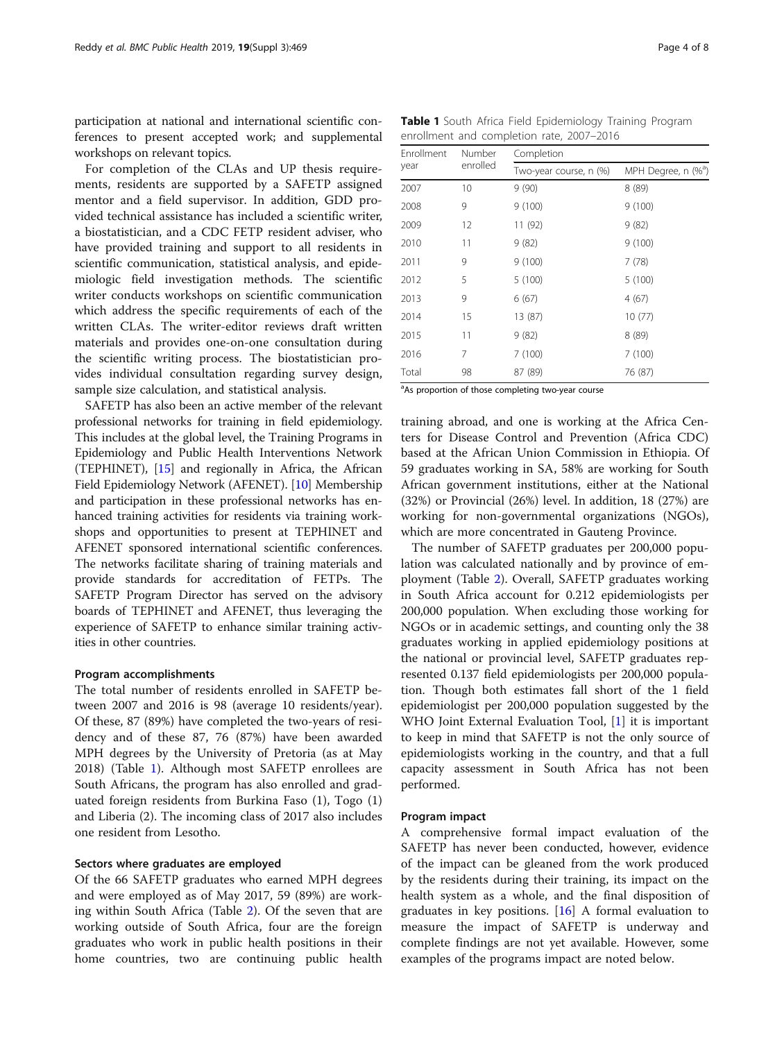participation at national and international scientific conferences to present accepted work; and supplemental workshops on relevant topics.

For completion of the CLAs and UP thesis requirements, residents are supported by a SAFETP assigned mentor and a field supervisor. In addition, GDD provided technical assistance has included a scientific writer, a biostatistician, and a CDC FETP resident adviser, who have provided training and support to all residents in scientific communication, statistical analysis, and epidemiologic field investigation methods. The scientific writer conducts workshops on scientific communication which address the specific requirements of each of the written CLAs. The writer-editor reviews draft written materials and provides one-on-one consultation during the scientific writing process. The biostatistician provides individual consultation regarding survey design, sample size calculation, and statistical analysis.

SAFETP has also been an active member of the relevant professional networks for training in field epidemiology. This includes at the global level, the Training Programs in Epidemiology and Public Health Interventions Network (TEPHINET), [15] and regionally in Africa, the African Field Epidemiology Network (AFENET). [10] Membership and participation in these professional networks has enhanced training activities for residents via training workshops and opportunities to present at TEPHINET and AFENET sponsored international scientific conferences. The networks facilitate sharing of training materials and provide standards for accreditation of FETPs. The SAFETP Program Director has served on the advisory boards of TEPHINET and AFENET, thus leveraging the experience of SAFETP to enhance similar training activities in other countries.

#### Program accomplishments

The total number of residents enrolled in SAFETP between 2007 and 2016 is 98 (average 10 residents/year). Of these, 87 (89%) have completed the two-years of residency and of these 87, 76 (87%) have been awarded MPH degrees by the University of Pretoria (as at May 2018) (Table 1). Although most SAFETP enrollees are South Africans, the program has also enrolled and graduated foreign residents from Burkina Faso (1), Togo (1) and Liberia (2). The incoming class of 2017 also includes one resident from Lesotho.

#### Sectors where graduates are employed

Of the 66 SAFETP graduates who earned MPH degrees and were employed as of May 2017, 59 (89%) are working within South Africa (Table 2). Of the seven that are working outside of South Africa, four are the foreign graduates who work in public health positions in their home countries, two are continuing public health training abroad, and one is working at the Africa Centers for Disease Control and Prevention (Africa CDC) based at the African Union Commission in Ethiopia. Of 59 graduates working in SA, 58% are working for South African government institutions, either at the National (32%) or Provincial (26%) level. In addition, 18 (27%) are working for non-governmental organizations (NGOs), which are more concentrated in Gauteng Province.

**Table 1** South Africa Field Epidemiology Training Program enrollment and completion rate, 2007–2016

| Enrollment year | Number enrolled | Completion | |
|---|---|---|---|
| | | Two-year course, n (%) | MPH Degree, n (%[a]) |
| 2007 | 10 | 9 (90) | 8 (89) |
| 2008 | 9 | 9 (100) | 9 (100) |
| 2009 | 12 | 11 (92) | 9 (82) |
| 2010 | 11 | 9 (82) | 9 (100) |
| 2011 | 9 | 9 (100) | 7 (78) |
| 2012 | 5 | 5 (100) | 5 (100) |
| 2013 | 9 | 6 (67) | 4 (67) |
| 2014 | 15 | 13 (87) | 10 (77) |
| 2015 | 11 | 9 (82) | 8 (89) |
| 2016 | 7 | 7 (100) | 7 (100) |
| Total | 98 | 87 (89) | 76 (87) |

[a]As proportion of those completing two-year course

The number of SAFETP graduates per 200,000 population was calculated nationally and by province of employment (Table 2). Overall, SAFETP graduates working in South Africa account for 0.212 epidemiologists per 200,000 population. When excluding those working for NGOs or in academic settings, and counting only the 38 graduates working in applied epidemiology positions at the national or provincial level, SAFETP graduates represented 0.137 field epidemiologists per 200,000 population. Though both estimates fall short of the 1 field epidemiologist per 200,000 population suggested by the WHO Joint External Evaluation Tool, [1] it is important to keep in mind that SAFETP is not the only source of epidemiologists working in the country, and that a full capacity assessment in South Africa has not been performed.

#### Program impact

A comprehensive formal impact evaluation of the SAFETP has never been conducted, however, evidence of the impact can be gleaned from the work produced by the residents during their training, its impact on the health system as a whole, and the final disposition of graduates in key positions. [16] A formal evaluation to measure the impact of SAFETP is underway and complete findings are not yet available. However, some examples of the programs impact are noted below.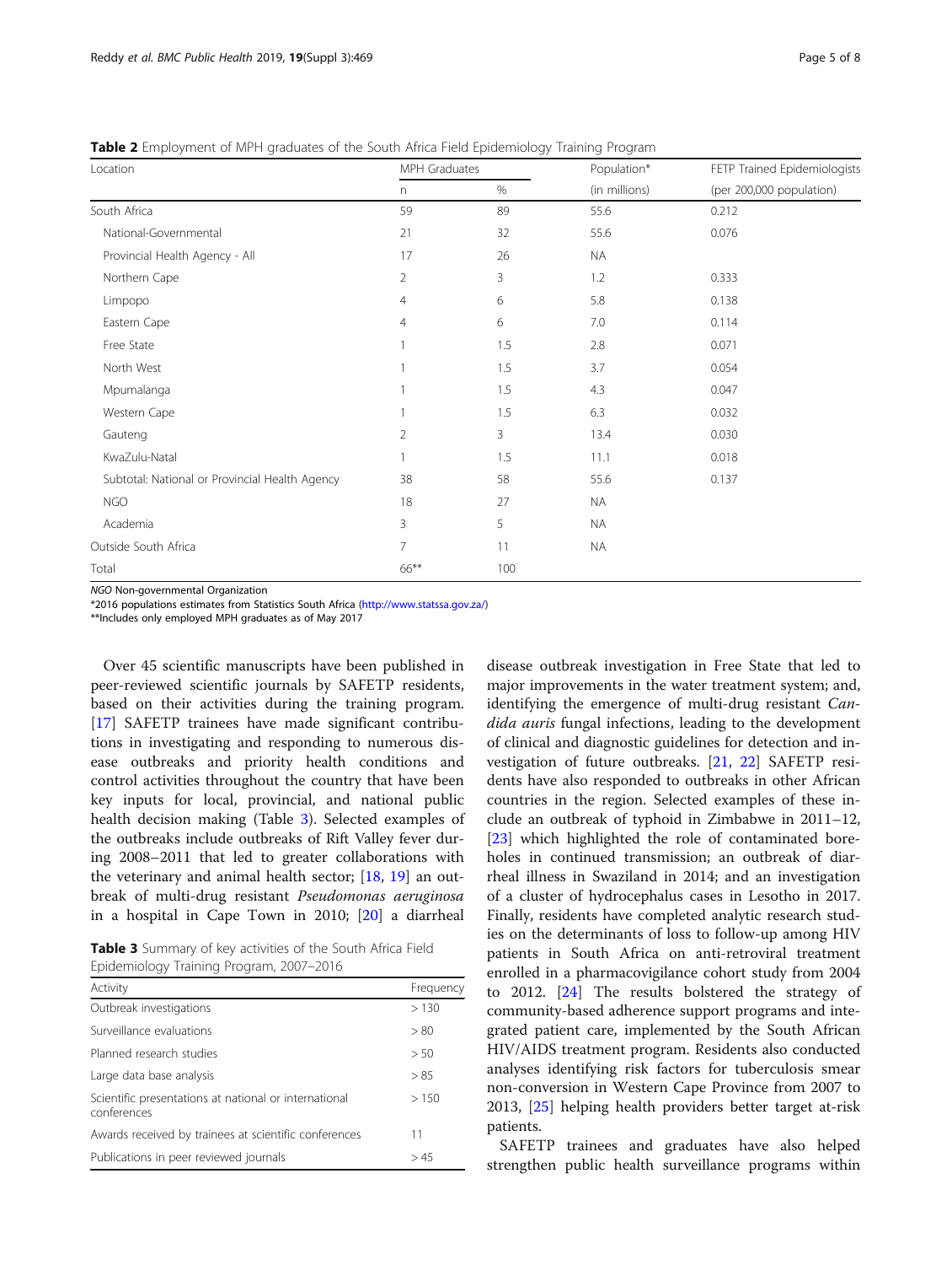**Table 2** Employment of MPH graduates of the South Africa Field Epidemiology Training Program

| Location | MPH Graduates | | Population* | FETP Trained Epidemiologists |
|---|---|---|---|---|
| | n | % | (in millions) | (per 200,000 population) |
| South Africa | 59 | 89 | 55.6 | 0.212 |
| National-Governmental | 21 | 32 | 55.6 | 0.076 |
| Provincial Health Agency - All | 17 | 26 | NA | |
| Northern Cape | 2 | 3 | 1.2 | 0.333 |
| Limpopo | 4 | 6 | 5.8 | 0.138 |
| Eastern Cape | 4 | 6 | 7.0 | 0.114 |
| Free State | 1 | 1.5 | 2.8 | 0.071 |
| North West | 1 | 1.5 | 3.7 | 0.054 |
| Mpumalanga | 1 | 1.5 | 4.3 | 0.047 |
| Western Cape | 1 | 1.5 | 6.3 | 0.032 |
| Gauteng | 2 | 3 | 13.4 | 0.030 |
| KwaZulu-Natal | 1 | 1.5 | 11.1 | 0.018 |
| Subtotal: National or Provincial Health Agency | 38 | 58 | 55.6 | 0.137 |
| NGO | 18 | 27 | NA | |
| Academia | 3 | 5 | NA | |
| Outside South Africa | 7 | 11 | NA | |
| Total | 66** | 100 | | |

*NGO* Non-governmental Organization
*2016 populations estimates from Statistics South Africa (http://www.statssa.gov.za/)
**Includes only employed MPH graduates as of May 2017

Over 45 scientific manuscripts have been published in peer-reviewed scientific journals by SAFETP residents, based on their activities during the training program. [17] SAFETP trainees have made significant contributions in investigating and responding to numerous disease outbreaks and priority health conditions and control activities throughout the country that have been key inputs for local, provincial, and national public health decision making (Table 3). Selected examples of the outbreaks include outbreaks of Rift Valley fever during 2008–2011 that led to greater collaborations with the veterinary and animal health sector; [18, 19] an outbreak of multi-drug resistant *Pseudomonas aeruginosa* in a hospital in Cape Town in 2010; [20] a diarrheal disease outbreak investigation in Free State that led to major improvements in the water treatment system; and, identifying the emergence of multi-drug resistant *Candida auris* fungal infections, leading to the development of clinical and diagnostic guidelines for detection and investigation of future outbreaks. [21, 22] SAFETP residents have also responded to outbreaks in other African countries in the region. Selected examples of these include an outbreak of typhoid in Zimbabwe in 2011–12, [23] which highlighted the role of contaminated boreholes in continued transmission; an outbreak of diarrheal illness in Swaziland in 2014; and an investigation of a cluster of hydrocephalus cases in Lesotho in 2017. Finally, residents have completed analytic research studies on the determinants of loss to follow-up among HIV patients in South Africa on anti-retroviral treatment enrolled in a pharmacovigilance cohort study from 2004 to 2012. [24] The results bolstered the strategy of community-based adherence support programs and integrated patient care, implemented by the South African HIV/AIDS treatment program. Residents also conducted analyses identifying risk factors for tuberculosis smear non-conversion in Western Cape Province from 2007 to 2013, [25] helping health providers better target at-risk patients.

**Table 3** Summary of key activities of the South Africa Field Epidemiology Training Program, 2007–2016

| Activity | Frequency |
|---|---|
| Outbreak investigations | > 130 |
| Surveillance evaluations | > 80 |
| Planned research studies | > 50 |
| Large data base analysis | > 85 |
| Scientific presentations at national or international conferences | > 150 |
| Awards received by trainees at scientific conferences | 11 |
| Publications in peer reviewed journals | > 45 |

SAFETP trainees and graduates have also helped strengthen public health surveillance programs within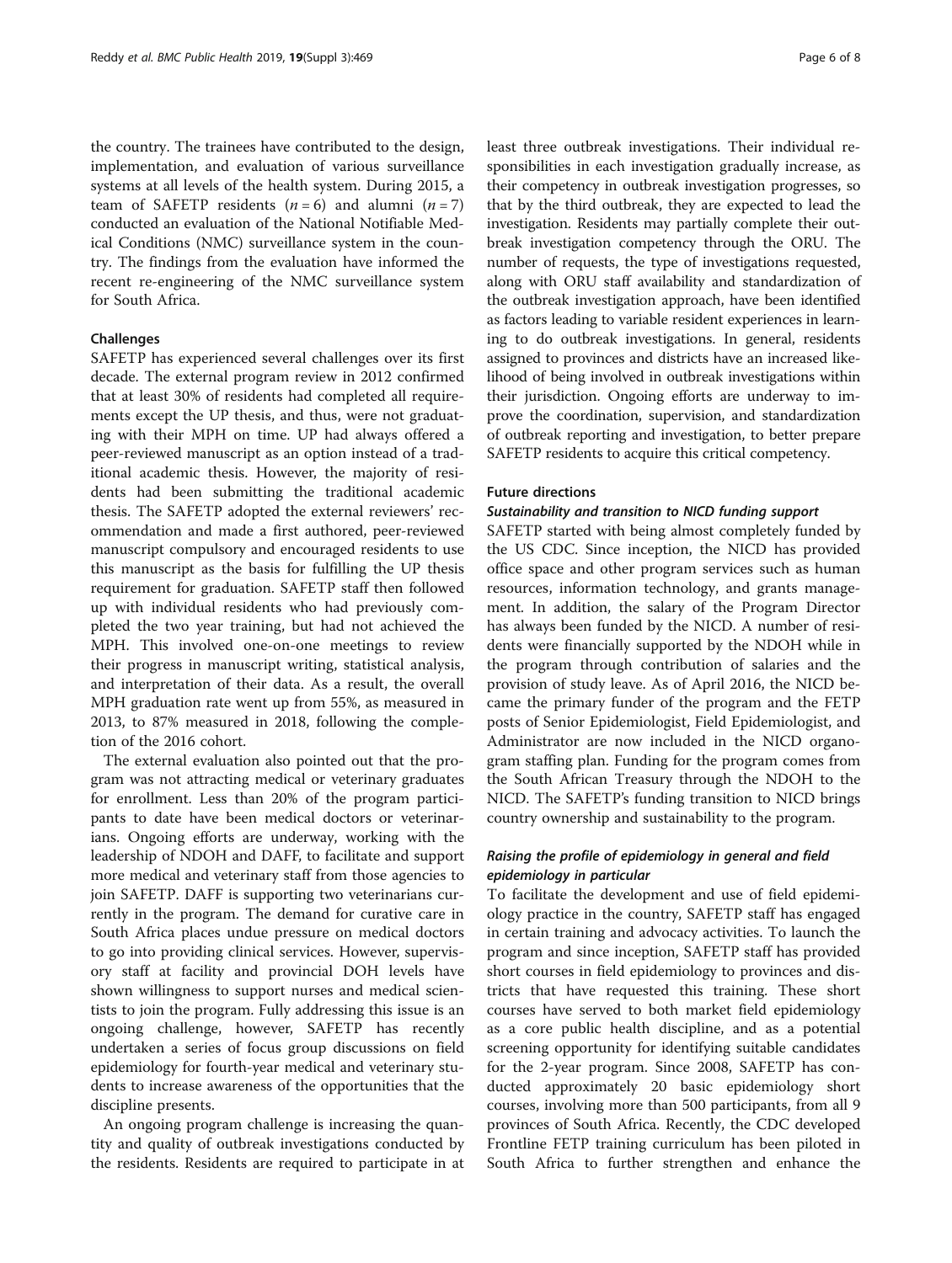the country. The trainees have contributed to the design, implementation, and evaluation of various surveillance systems at all levels of the health system. During 2015, a team of SAFETP residents ($n = 6$) and alumni ($n = 7$) conducted an evaluation of the National Notifiable Medical Conditions (NMC) surveillance system in the country. The findings from the evaluation have informed the recent re-engineering of the NMC surveillance system for South Africa.

### Challenges

SAFETP has experienced several challenges over its first decade. The external program review in 2012 confirmed that at least 30% of residents had completed all requirements except the UP thesis, and thus, were not graduating with their MPH on time. UP had always offered a peer-reviewed manuscript as an option instead of a traditional academic thesis. However, the majority of residents had been submitting the traditional academic thesis. The SAFETP adopted the external reviewers' recommendation and made a first authored, peer-reviewed manuscript compulsory and encouraged residents to use this manuscript as the basis for fulfilling the UP thesis requirement for graduation. SAFETP staff then followed up with individual residents who had previously completed the two year training, but had not achieved the MPH. This involved one-on-one meetings to review their progress in manuscript writing, statistical analysis, and interpretation of their data. As a result, the overall MPH graduation rate went up from 55%, as measured in 2013, to 87% measured in 2018, following the completion of the 2016 cohort.

The external evaluation also pointed out that the program was not attracting medical or veterinary graduates for enrollment. Less than 20% of the program participants to date have been medical doctors or veterinarians. Ongoing efforts are underway, working with the leadership of NDOH and DAFF, to facilitate and support more medical and veterinary staff from those agencies to join SAFETP. DAFF is supporting two veterinarians currently in the program. The demand for curative care in South Africa places undue pressure on medical doctors to go into providing clinical services. However, supervisory staff at facility and provincial DOH levels have shown willingness to support nurses and medical scientists to join the program. Fully addressing this issue is an ongoing challenge, however, SAFETP has recently undertaken a series of focus group discussions on field epidemiology for fourth-year medical and veterinary students to increase awareness of the opportunities that the discipline presents.

An ongoing program challenge is increasing the quantity and quality of outbreak investigations conducted by the residents. Residents are required to participate in at least three outbreak investigations. Their individual responsibilities in each investigation gradually increase, as their competency in outbreak investigation progresses, so that by the third outbreak, they are expected to lead the investigation. Residents may partially complete their outbreak investigation competency through the ORU. The number of requests, the type of investigations requested, along with ORU staff availability and standardization of the outbreak investigation approach, have been identified as factors leading to variable resident experiences in learning to do outbreak investigations. In general, residents assigned to provinces and districts have an increased likelihood of being involved in outbreak investigations within their jurisdiction. Ongoing efforts are underway to improve the coordination, supervision, and standardization of outbreak reporting and investigation, to better prepare SAFETP residents to acquire this critical competency.

### Future directions

#### *Sustainability and transition to NICD funding support*

SAFETP started with being almost completely funded by the US CDC. Since inception, the NICD has provided office space and other program services such as human resources, information technology, and grants management. In addition, the salary of the Program Director has always been funded by the NICD. A number of residents were financially supported by the NDOH while in the program through contribution of salaries and the provision of study leave. As of April 2016, the NICD became the primary funder of the program and the FETP posts of Senior Epidemiologist, Field Epidemiologist, and Administrator are now included in the NICD organogram staffing plan. Funding for the program comes from the South African Treasury through the NDOH to the NICD. The SAFETP's funding transition to NICD brings country ownership and sustainability to the program.

#### *Raising the profile of epidemiology in general and field epidemiology in particular*

To facilitate the development and use of field epidemiology practice in the country, SAFETP staff has engaged in certain training and advocacy activities. To launch the program and since inception, SAFETP staff has provided short courses in field epidemiology to provinces and districts that have requested this training. These short courses have served to both market field epidemiology as a core public health discipline, and as a potential screening opportunity for identifying suitable candidates for the 2-year program. Since 2008, SAFETP has conducted approximately 20 basic epidemiology short courses, involving more than 500 participants, from all 9 provinces of South Africa. Recently, the CDC developed Frontline FETP training curriculum has been piloted in South Africa to further strengthen and enhance the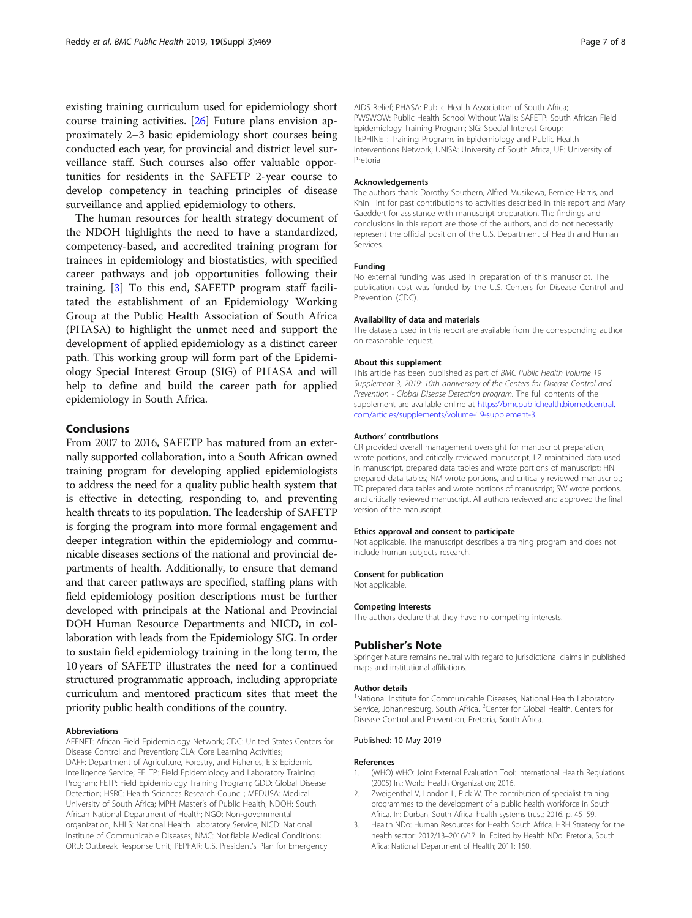existing training curriculum used for epidemiology short course training activities. [26] Future plans envision approximately 2–3 basic epidemiology short courses being conducted each year, for provincial and district level surveillance staff. Such courses also offer valuable opportunities for residents in the SAFETP 2-year course to develop competency in teaching principles of disease surveillance and applied epidemiology to others.

The human resources for health strategy document of the NDOH highlights the need to have a standardized, competency-based, and accredited training program for trainees in epidemiology and biostatistics, with specified career pathways and job opportunities following their training. [3] To this end, SAFETP program staff facilitated the establishment of an Epidemiology Working Group at the Public Health Association of South Africa (PHASA) to highlight the unmet need and support the development of applied epidemiology as a distinct career path. This working group will form part of the Epidemiology Special Interest Group (SIG) of PHASA and will help to define and build the career path for applied epidemiology in South Africa.

## Conclusions

From 2007 to 2016, SAFETP has matured from an externally supported collaboration, into a South African owned training program for developing applied epidemiologists to address the need for a quality public health system that is effective in detecting, responding to, and preventing health threats to its population. The leadership of SAFETP is forging the program into more formal engagement and deeper integration within the epidemiology and communicable diseases sections of the national and provincial departments of health. Additionally, to ensure that demand and that career pathways are specified, staffing plans with field epidemiology position descriptions must be further developed with principals at the National and Provincial DOH Human Resource Departments and NICD, in collaboration with leads from the Epidemiology SIG. In order to sustain field epidemiology training in the long term, the 10 years of SAFETP illustrates the need for a continued structured programmatic approach, including appropriate curriculum and mentored practicum sites that meet the priority public health conditions of the country.

#### Abbreviations

AFENET: African Field Epidemiology Network; CDC: United States Centers for Disease Control and Prevention; CLA: Core Learning Activities; DAFF: Department of Agriculture, Forestry, and Fisheries; EIS: Epidemic Intelligence Service; FELTP: Field Epidemiology and Laboratory Training Program; FETP: Field Epidemiology Training Program; GDD: Global Disease Detection; HSRC: Health Sciences Research Council; MEDUSA: Medical University of South Africa; MPH: Master's of Public Health; NDOH: South African National Department of Health; NGO: Non-governmental organization; NHLS: National Health Laboratory Service; NICD: National Institute of Communicable Diseases; NMC: Notifiable Medical Conditions; ORU: Outbreak Response Unit; PEPFAR: U.S. President's Plan for Emergency AIDS Relief; PHASA: Public Health Association of South Africa; PWSWOW: Public Health School Without Walls; SAFETP: South African Field Epidemiology Training Program; SIG: Special Interest Group; TEPHINET: Training Programs in Epidemiology and Public Health Interventions Network; UNISA: University of South Africa; UP: University of Pretoria

#### Acknowledgements

The authors thank Dorothy Southern, Alfred Musikewa, Bernice Harris, and Khin Tint for past contributions to activities described in this report and Mary Gaeddert for assistance with manuscript preparation. The findings and conclusions in this report are those of the authors, and do not necessarily represent the official position of the U.S. Department of Health and Human Services.

#### Funding

No external funding was used in preparation of this manuscript. The publication cost was funded by the U.S. Centers for Disease Control and Prevention (CDC).

#### Availability of data and materials

The datasets used in this report are available from the corresponding author on reasonable request.

#### About this supplement

This article has been published as part of *BMC Public Health Volume 19 Supplement 3, 2019: 10th anniversary of the Centers for Disease Control and Prevention - Global Disease Detection program*. The full contents of the supplement are available online at https://bmcpublichealth.biomedcentral.com/articles/supplements/volume-19-supplement-3.

#### Authors' contributions

CR provided overall management oversight for manuscript preparation, wrote portions, and critically reviewed manuscript; LZ maintained data used in manuscript, prepared data tables and wrote portions of manuscript; HN prepared data tables; NM wrote portions, and critically reviewed manuscript; TD prepared data tables and wrote portions of manuscript; SW wrote portions, and critically reviewed manuscript. All authors reviewed and approved the final version of the manuscript.

#### Ethics approval and consent to participate

Not applicable. The manuscript describes a training program and does not include human subjects research.

#### Consent for publication

Not applicable.

#### Competing interests

The authors declare that they have no competing interests.

### Publisher's Note

Springer Nature remains neutral with regard to jurisdictional claims in published maps and institutional affiliations.

#### Author details

[1]National Institute for Communicable Diseases, National Health Laboratory Service, Johannesburg, South Africa. [2]Center for Global Health, Centers for Disease Control and Prevention, Pretoria, South Africa.

Published: 10 May 2019

#### References

1. (WHO) WHO: Joint External Evaluation Tool: International Health Regulations (2005) In.: World Health Organization; 2016.
2. Zweigenthal V, London L, Pick W. The contribution of specialist training programmes to the development of a public health workforce in South Africa. In: Durban, South Africa: health systems trust; 2016. p. 45–59.
3. Health NDo: Human Resources for Health South Africa. HRH Strategy for the health sector: 2012/13–2016/17. In. Edited by Health NDo. Pretoria, South Afica: National Department of Health; 2011: 160.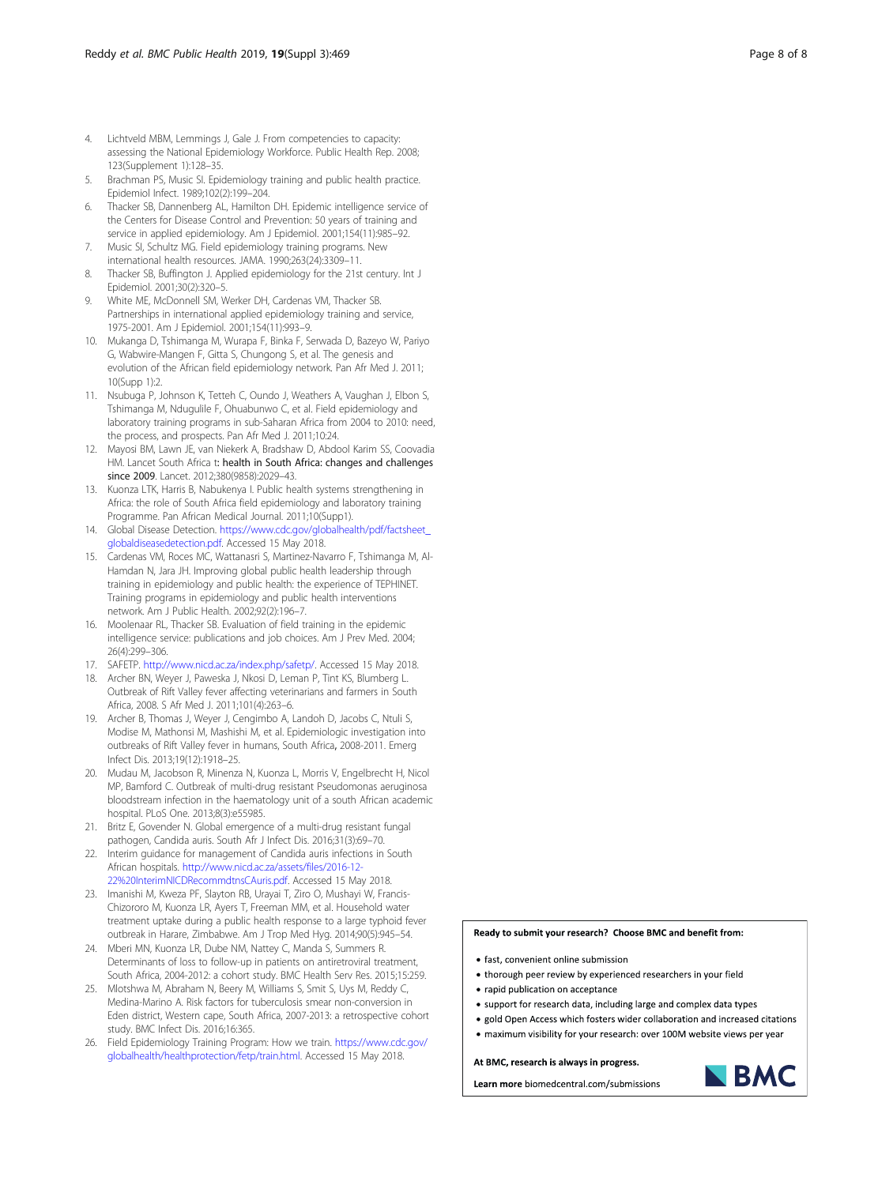4. Lichtveld MBM, Lemmings J, Gale J. From competencies to capacity: assessing the National Epidemiology Workforce. Public Health Rep. 2008; 123(Supplement 1):128–35.
5. Brachman PS, Music SI. Epidemiology training and public health practice. Epidemiol Infect. 1989;102(2):199–204.
6. Thacker SB, Dannenberg AL, Hamilton DH. Epidemic intelligence service of the Centers for Disease Control and Prevention: 50 years of training and service in applied epidemiology. Am J Epidemiol. 2001;154(11):985–92.
7. Music SI, Schultz MG. Field epidemiology training programs. New international health resources. JAMA. 1990;263(24):3309–11.
8. Thacker SB, Buffington J. Applied epidemiology for the 21st century. Int J Epidemiol. 2001;30(2):320–5.
9. White ME, McDonnell SM, Werker DH, Cardenas VM, Thacker SB. Partnerships in international applied epidemiology training and service, 1975-2001. Am J Epidemiol. 2001;154(11):993–9.
10. Mukanga D, Tshimanga M, Wurapa F, Binka F, Serwada D, Bazeyo W, Pariyo G, Wabwire-Mangen F, Gitta S, Chungong S, et al. The genesis and evolution of the African field epidemiology network. Pan Afr Med J. 2011; 10(Supp 1):2.
11. Nsubuga P, Johnson K, Tetteh C, Oundo J, Weathers A, Vaughan J, Elbon S, Tshimanga M, Ndugulile F, Ohuabunwo C, et al. Field epidemiology and laboratory training programs in sub-Saharan Africa from 2004 to 2010: need, the process, and prospects. Pan Afr Med J. 2011;10:24.
12. Mayosi BM, Lawn JE, van Niekerk A, Bradshaw D, Abdool Karim SS, Coovadia HM. Lancet South Africa t: **health in South Africa: changes and challenges since 2009**. Lancet. 2012;380(9858):2029–43.
13. Kuonza LTK, Harris B, Nabukenya I. Public health systems strengthening in Africa: the role of South Africa field epidemiology and laboratory training Programme. Pan African Medical Journal. 2011;10(Supp1).
14. Global Disease Detection. https://www.cdc.gov/globalhealth/pdf/factsheet_globaldiseasedetection.pdf. Accessed 15 May 2018.
15. Cardenas VM, Roces MC, Wattanasri S, Martinez-Navarro F, Tshimanga M, Al-Hamdan N, Jara JH. Improving global public health leadership through training in epidemiology and public health: the experience of TEPHINET. Training programs in epidemiology and public health interventions network. Am J Public Health. 2002;92(2):196–7.
16. Moolenaar RL, Thacker SB. Evaluation of field training in the epidemic intelligence service: publications and job choices. Am J Prev Med. 2004; 26(4):299–306.
17. SAFETP. http://www.nicd.ac.za/index.php/safetp/. Accessed 15 May 2018.
18. Archer BN, Weyer J, Paweska J, Nkosi D, Leman P, Tint KS, Blumberg L. Outbreak of Rift Valley fever affecting veterinarians and farmers in South Africa, 2008. S Afr Med J. 2011;101(4):263–6.
19. Archer B, Thomas J, Weyer J, Cengimbo A, Landoh D, Jacobs C, Ntuli S, Modise M, Mathonsi M, Mashishi M, et al. Epidemiologic investigation into outbreaks of Rift Valley fever in humans, South Africa, 2008-2011. Emerg Infect Dis. 2013;19(12):1918–25.
20. Mudau M, Jacobson R, Minenza N, Kuonza L, Morris V, Engelbrecht H, Nicol MP, Bamford C. Outbreak of multi-drug resistant Pseudomonas aeruginosa bloodstream infection in the haematology unit of a south African academic hospital. PLoS One. 2013;8(3):e55985.
21. Britz E, Govender N. Global emergence of a multi-drug resistant fungal pathogen, Candida auris. South Afr J Infect Dis. 2016;31(3):69–70.
22. Interim guidance for management of Candida auris infections in South African hospitals. http://www.nicd.ac.za/assets/files/2016-12-22%20InterimNICDRecommdtnsCAuris.pdf. Accessed 15 May 2018.
23. Imanishi M, Kweza PF, Slayton RB, Urayai T, Ziro O, Mushayi W, Francis-Chizororo M, Kuonza LR, Ayers T, Freeman MM, et al. Household water treatment uptake during a public health response to a large typhoid fever outbreak in Harare, Zimbabwe. Am J Trop Med Hyg. 2014;90(5):945–54.
24. Mberi MN, Kuonza LR, Dube NM, Nattey C, Manda S, Summers R. Determinants of loss to follow-up in patients on antiretroviral treatment, South Africa, 2004-2012: a cohort study. BMC Health Serv Res. 2015;15:259.
25. Mlotshwa M, Abraham N, Beery M, Williams S, Smit S, Uys M, Reddy C, Medina-Marino A. Risk factors for tuberculosis smear non-conversion in Eden district, Western cape, South Africa, 2007-2013: a retrospective cohort study. BMC Infect Dis. 2016;16:365.
26. Field Epidemiology Training Program: How we train. https://www.cdc.gov/globalhealth/healthprotection/fetp/train.html. Accessed 15 May 2018.

**Ready to submit your research? Choose BMC and benefit from:**

- fast, convenient online submission
- thorough peer review by experienced researchers in your field
- rapid publication on acceptance
- support for research data, including large and complex data types
- gold Open Access which fosters wider collaboration and increased citations
- maximum visibility for your research: over 100M website views per year

**At BMC, research is always in progress.**

**Learn more** biomedcentral.com/submissions

BMC